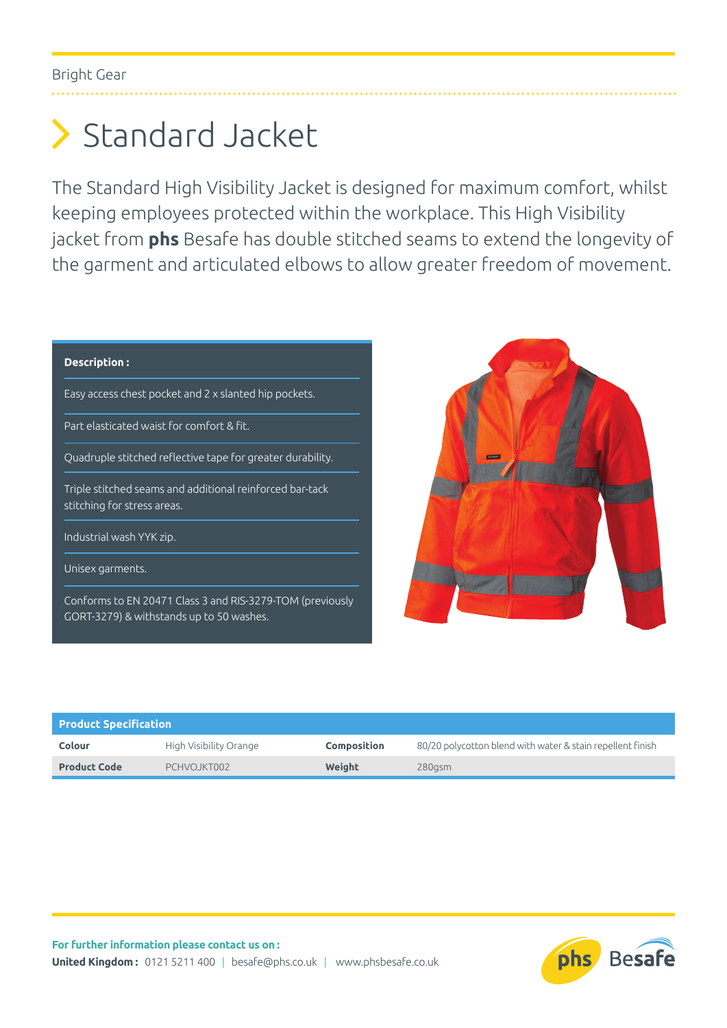Bright Gear

# Standard Jacket

The Standard High Visibility Jacket is designed for maximum comfort, whilst keeping employees protected within the workplace. This High Visibility jacket from **phs** Besafe has double stitched seams to extend the longevity of the garment and articulated elbows to allow greater freedom of movement.

**Description :**

- Easy access chest pocket and 2 x slanted hip pockets.
- Part elasticated waist for comfort & fit.
- Quadruple stitched reflective tape for greater durability.
- Triple stitched seams and additional reinforced bar-tack stitching for stress areas.
- Industrial wash YYK zip.
- Unisex garments.
- Conforms to EN 20471 Class 3 and RIS-3279-TOM (previously GORT-3279) & withstands up to 50 washes.

**Product Specification**

| | | | |
|---|---|---|---|
| **Colour** | High Visibility Orange | **Composition** | 80/20 polycotton blend with water & stain repellent finish |
| **Product Code** | PCHVOJKT002 | **Weight** | 280gsm |

**For further information please contact us on :**

**United Kingdom :** 0121 5211 400 | besafe@phs.co.uk | www.phsbesafe.co.uk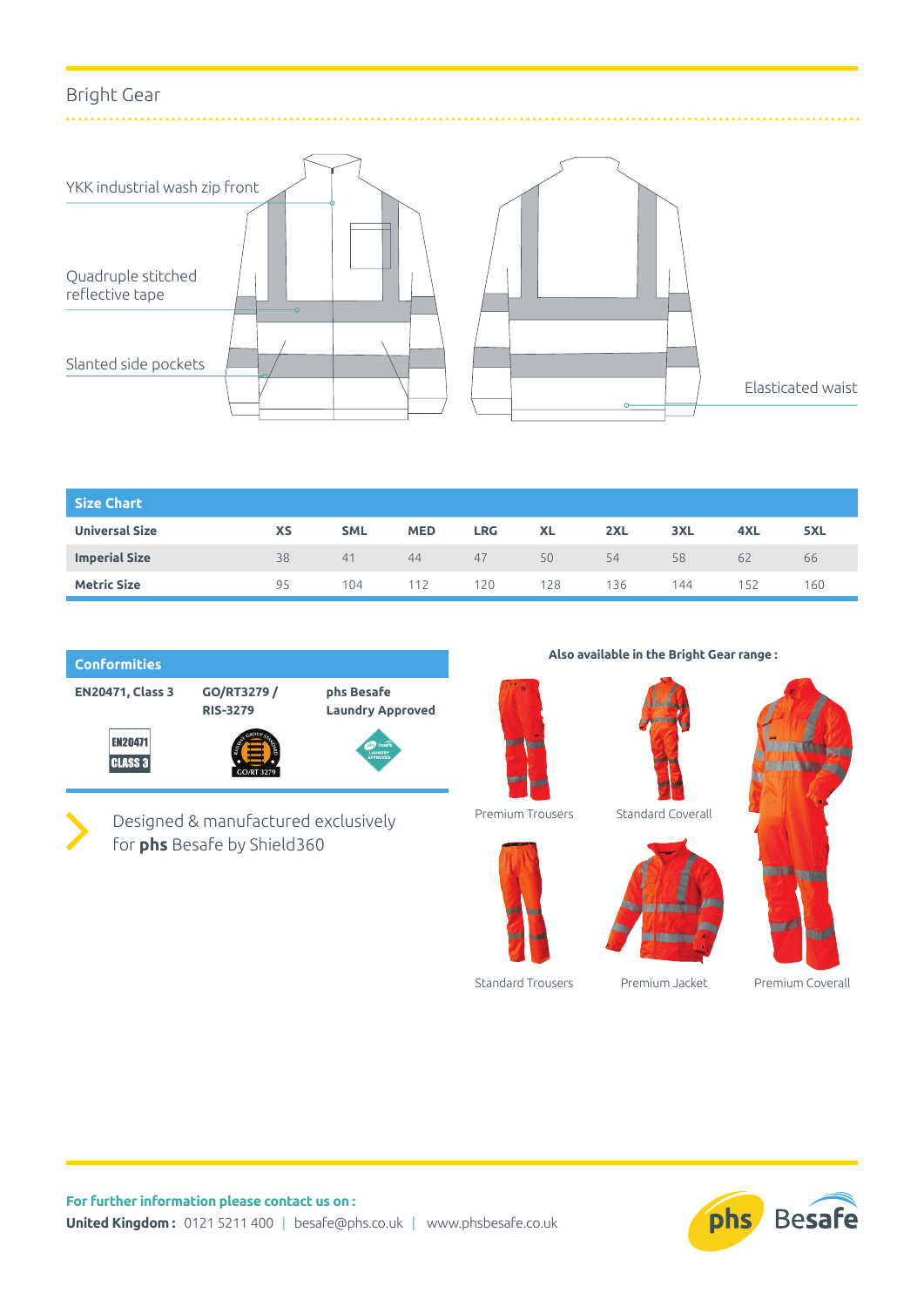## Bright Gear

YKK industrial wash zip front

Quadruple stitched reflective tape

Slanted side pockets

Elasticated waist

### Size Chart

| Universal Size | XS | SML | MED | LRG | XL | 2XL | 3XL | 4XL | 5XL |
|---|---|---|---|---|---|---|---|---|---|
| **Imperial Size** | 38 | 41 | 44 | 47 | 50 | 54 | 58 | 62 | 66 |
| **Metric Size** | 95 | 104 | 112 | 120 | 128 | 136 | 144 | 152 | 160 |

### Conformities

| EN20471, Class 3 | GO/RT3279 / RIS-3279 | phs Besafe Laundry Approved |
|---|---|---|

Designed & manufactured exclusively for **phs** Besafe by Shield360

**Also available in the Bright Gear range :**

Premium Trousers

Standard Coverall

Standard Trousers

Premium Jacket

Premium Coverall

**For further information please contact us on :**

**United Kingdom :** 0121 5211 400 | besafe@phs.co.uk | www.phsbesafe.co.uk